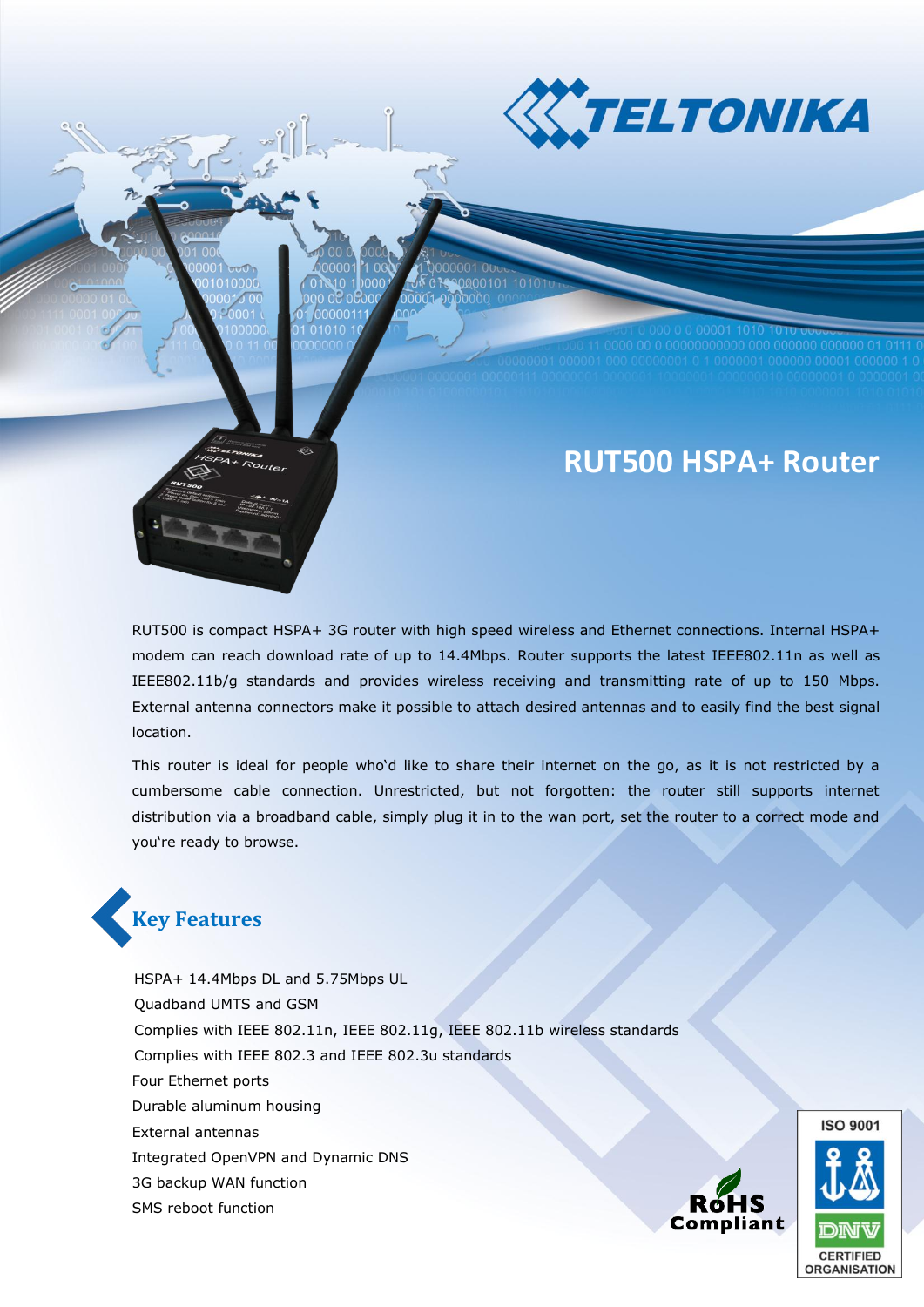# RUT500 HSPA+ Router

RUT500 is compact HSPA+ 3G router with high speed wireless and Ethernet connections. Internal HSPA+ modem can reach download rate of up to 14.4Mbps. Router supports the latest IEEE802.11n as well as IEEE802.11b/g standards and provides wireless receiving and transmitting rate of up to 150 Mbps. External antenna connectors make it possible to attach desired antennas and to easily find the best signal location.

This router is ideal for people who'd like to share their internet on the go, as it is not restricted by a cumbersome cable connection. Unrestricted, but not forgotten: the router still supports internet distribution via a broadband cable, simply plug it in to the wan port, set the router to a correct mode and you're ready to browse.

## Key Features

- HSPA+ 14.4Mbps DL and 5.75Mbps UL
- Quadband UMTS and GSM
- Complies with IEEE 802.11n, IEEE 802.11g, IEEE 802.11b wireless standards
- Complies with IEEE 802.3 and IEEE 802.3u standards
- Four Ethernet ports
- Durable aluminum housing
- External antennas
- Integrated OpenVPN and Dynamic DNS
- 3G backup WAN function
- SMS reboot function

RoHS Compliant

ISO 9001 DNV CERTIFIED ORGANISATION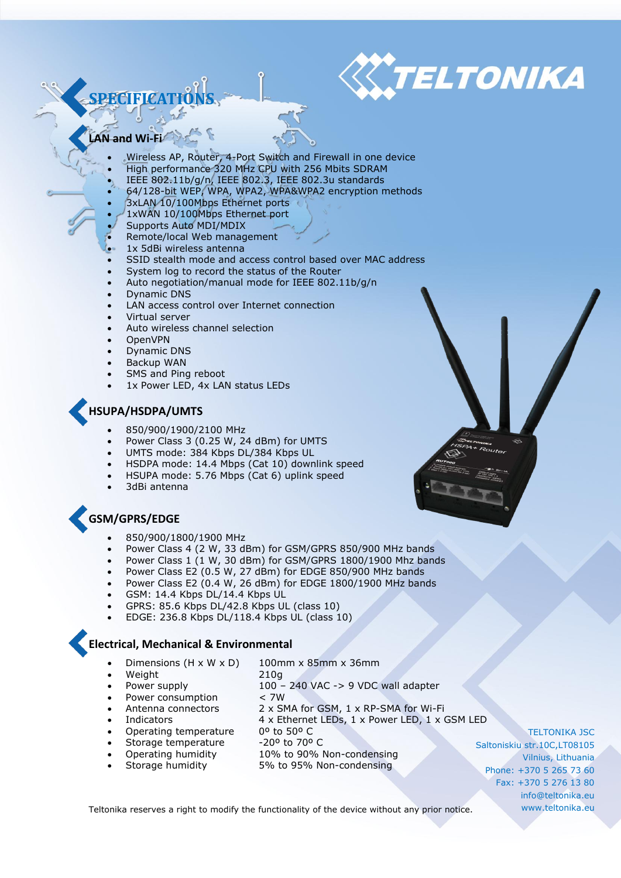# SPECIFICATIONS

## LAN and Wi-Fi

- Wireless AP, Router, 4-Port Switch and Firewall in one device
- High performance 320 MHz CPU with 256 Mbits SDRAM
- IEEE 802.11b/g/n, IEEE 802.3, IEEE 802.3u standards
- 64/128-bit WEP, WPA, WPA2, WPA&WPA2 encryption methods
- 3xLAN 10/100Mbps Ethernet ports
- 1xWAN 10/100Mbps Ethernet port
- Supports Auto MDI/MDIX
- Remote/local Web management
- 1x 5dBi wireless antenna
- SSID stealth mode and access control based over MAC address
- System log to record the status of the Router
- Auto negotiation/manual mode for IEEE 802.11b/g/n
- Dynamic DNS
- LAN access control over Internet connection
- Virtual server
- Auto wireless channel selection
- OpenVPN
- Dynamic DNS
- Backup WAN
- SMS and Ping reboot
- 1x Power LED, 4x LAN status LEDs

## HSUPA/HSDPA/UMTS

- 850/900/1900/2100 MHz
- Power Class 3 (0.25 W, 24 dBm) for UMTS
- UMTS mode: 384 Kbps DL/384 Kbps UL
- HSDPA mode: 14.4 Mbps (Cat 10) downlink speed
- HSUPA mode: 5.76 Mbps (Cat 6) uplink speed
- 3dBi antenna

## GSM/GPRS/EDGE

- 850/900/1800/1900 MHz
- Power Class 4 (2 W, 33 dBm) for GSM/GPRS 850/900 MHz bands
- Power Class 1 (1 W, 30 dBm) for GSM/GPRS 1800/1900 Mhz bands
- Power Class E2 (0.5 W, 27 dBm) for EDGE 850/900 MHz bands
- Power Class E2 (0.4 W, 26 dBm) for EDGE 1800/1900 MHz bands
- GSM: 14.4 Kbps DL/14.4 Kbps UL
- GPRS: 85.6 Kbps DL/42.8 Kbps UL (class 10)
- EDGE: 236.8 Kbps DL/118.4 Kbps UL (class 10)

## Electrical, Mechanical & Environmental

- Dimensions (H x W x D) 100mm x 85mm x 36mm
- Weight 210g
- Power supply 100 – 240 VAC -> 9 VDC wall adapter
- Power consumption < 7W
- Antenna connectors 2 x SMA for GSM, 1 x RP-SMA for Wi-Fi
- Indicators 4 x Ethernet LEDs, 1 x Power LED, 1 x GSM LED
- Operating temperature 0º to 50º C
- Storage temperature -20º to 70º C
- Operating humidity 10% to 90% Non-condensing
- Storage humidity 5% to 95% Non-condensing

TELTONIKA JSC
Saltoniskiu str.10C,LT08105
Vilnius, Lithuania
Phone: +370 5 265 73 60
Fax: +370 5 276 13 80
info@teltonika.eu
www.teltonika.eu

Teltonika reserves a right to modify the functionality of the device without any prior notice.